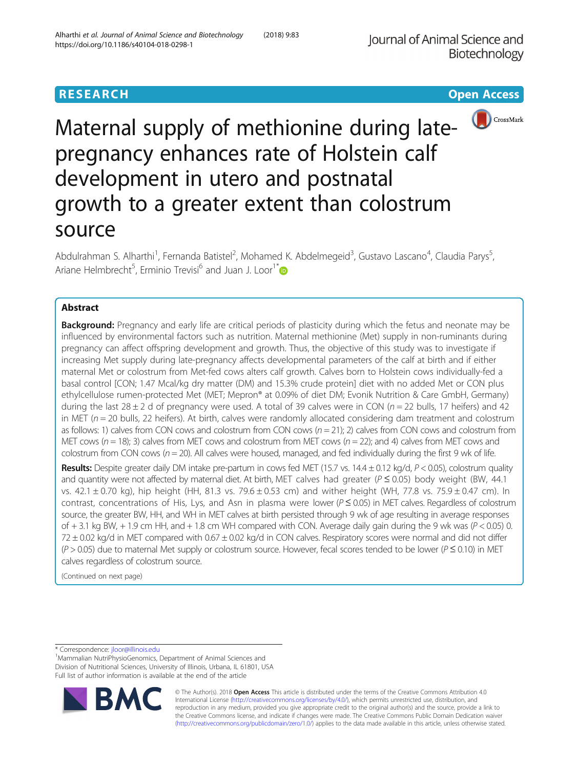RESEARCH

Open Access

# Maternal supply of methionine during late-pregnancy enhances rate of Holstein calf development in utero and postnatal growth to a greater extent than colostrum source

Abdulrahman S. Alharthi[1], Fernanda Batistel[2], Mohamed K. Abdelmegeid[3], Gustavo Lascano[4], Claudia Parys[5], Ariane Helmbrecht[5], Erminio Trevisi[6] and Juan J. Loor[1*]

## Abstract

**Background:** Pregnancy and early life are critical periods of plasticity during which the fetus and neonate may be influenced by environmental factors such as nutrition. Maternal methionine (Met) supply in non-ruminants during pregnancy can affect offspring development and growth. Thus, the objective of this study was to investigate if increasing Met supply during late-pregnancy affects developmental parameters of the calf at birth and if either maternal Met or colostrum from Met-fed cows alters calf growth. Calves born to Holstein cows individually-fed a basal control [CON; 1.47 Mcal/kg dry matter (DM) and 15.3% crude protein] diet with no added Met or CON plus ethylcellulose rumen-protected Met (MET; Mepron® at 0.09% of diet DM; Evonik Nutrition & Care GmbH, Germany) during the last 28 ± 2 d of pregnancy were used. A total of 39 calves were in CON ($n = 22$ bulls, 17 heifers) and 42 in MET ($n = 20$ bulls, 22 heifers). At birth, calves were randomly allocated considering dam treatment and colostrum as follows: 1) calves from CON cows and colostrum from CON cows ($n = 21$); 2) calves from CON cows and colostrum from MET cows ($n = 18$); 3) calves from MET cows and colostrum from MET cows ($n = 22$); and 4) calves from MET cows and colostrum from CON cows ($n = 20$). All calves were housed, managed, and fed individually during the first 9 wk of life.

**Results:** Despite greater daily DM intake pre-partum in cows fed MET (15.7 vs. 14.4 ± 0.12 kg/d, $P < 0.05$), colostrum quality and quantity were not affected by maternal diet. At birth, MET calves had greater ($P \leq 0.05$) body weight (BW, 44.1 vs. 42.1 ± 0.70 kg), hip height (HH, 81.3 vs. 79.6 ± 0.53 cm) and wither height (WH, 77.8 vs. 75.9 ± 0.47 cm). In contrast, concentrations of His, Lys, and Asn in plasma were lower ($P \leq 0.05$) in MET calves. Regardless of colostrum source, the greater BW, HH, and WH in MET calves at birth persisted through 9 wk of age resulting in average responses of + 3.1 kg BW, + 1.9 cm HH, and + 1.8 cm WH compared with CON. Average daily gain during the 9 wk was ($P < 0.05$) 0.72 ± 0.02 kg/d in MET compared with 0.67 ± 0.02 kg/d in CON calves. Respiratory scores were normal and did not differ ($P > 0.05$) due to maternal Met supply or colostrum source. However, fecal scores tended to be lower ($P \leq 0.10$) in MET calves regardless of colostrum source.

(Continued on next page)

\* Correspondence: jloor@illinois.edu
[1]Mammalian NutriPhysioGenomics, Department of Animal Sciences and Division of Nutritional Sciences, University of Illinois, Urbana, IL 61801, USA
Full list of author information is available at the end of the article

© The Author(s). 2018 **Open Access** This article is distributed under the terms of the Creative Commons Attribution 4.0 International License (http://creativecommons.org/licenses/by/4.0/), which permits unrestricted use, distribution, and reproduction in any medium, provided you give appropriate credit to the original author(s) and the source, provide a link to the Creative Commons license, and indicate if changes were made. The Creative Commons Public Domain Dedication waiver (http://creativecommons.org/publicdomain/zero/1.0/) applies to the data made available in this article, unless otherwise stated.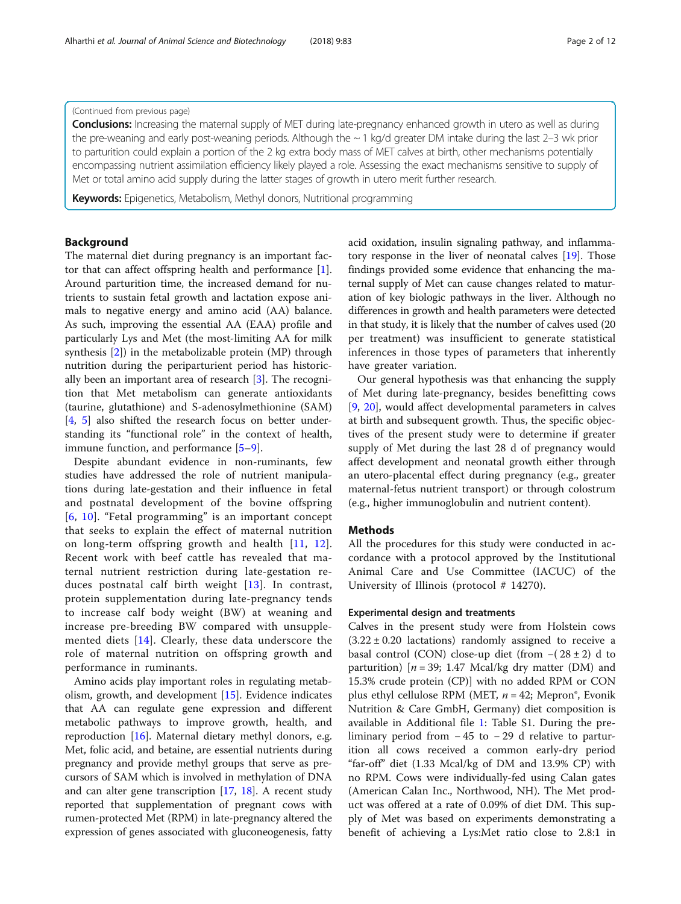(Continued from previous page)

**Conclusions:** Increasing the maternal supply of MET during late-pregnancy enhanced growth in utero as well as during the pre-weaning and early post-weaning periods. Although the ~ 1 kg/d greater DM intake during the last 2–3 wk prior to parturition could explain a portion of the 2 kg extra body mass of MET calves at birth, other mechanisms potentially encompassing nutrient assimilation efficiency likely played a role. Assessing the exact mechanisms sensitive to supply of Met or total amino acid supply during the latter stages of growth in utero merit further research.

**Keywords:** Epigenetics, Metabolism, Methyl donors, Nutritional programming

## Background

The maternal diet during pregnancy is an important factor that can affect offspring health and performance [1]. Around parturition time, the increased demand for nutrients to sustain fetal growth and lactation expose animals to negative energy and amino acid (AA) balance. As such, improving the essential AA (EAA) profile and particularly Lys and Met (the most-limiting AA for milk synthesis [2]) in the metabolizable protein (MP) through nutrition during the peripaturient period has historically been an important area of research [3]. The recognition that Met metabolism can generate antioxidants (taurine, glutathione) and S-adenosylmethionine (SAM) [4, 5] also shifted the research focus on better understanding its "functional role" in the context of health, immune function, and performance [5–9].

Despite abundant evidence in non-ruminants, few studies have addressed the role of nutrient manipulations during late-gestation and their influence in fetal and postnatal development of the bovine offspring [6, 10]. "Fetal programming" is an important concept that seeks to explain the effect of maternal nutrition on long-term offspring growth and health [11, 12]. Recent work with beef cattle has revealed that maternal nutrient restriction during late-gestation reduces postnatal calf birth weight [13]. In contrast, protein supplementation during late-pregnancy tends to increase calf body weight (BW) at weaning and increase pre-breeding BW compared with unsupplemented diets [14]. Clearly, these data underscore the role of maternal nutrition on offspring growth and performance in ruminants.

Amino acids play important roles in regulating metabolism, growth, and development [15]. Evidence indicates that AA can regulate gene expression and different metabolic pathways to improve growth, health, and reproduction [16]. Maternal dietary methyl donors, e.g. Met, folic acid, and betaine, are essential nutrients during pregnancy and provide methyl groups that serve as precursors of SAM which is involved in methylation of DNA and can alter gene transcription [17, 18]. A recent study reported that supplementation of pregnant cows with rumen-protected Met (RPM) in late-pregnancy altered the expression of genes associated with gluconeogenesis, fatty acid oxidation, insulin signaling pathway, and inflammatory response in the liver of neonatal calves [19]. Those findings provided some evidence that enhancing the maternal supply of Met can cause changes related to maturation of key biologic pathways in the liver. Although no differences in growth and health parameters were detected in that study, it is likely that the number of calves used (20 per treatment) was insufficient to generate statistical inferences in those types of parameters that inherently have greater variation.

Our general hypothesis was that enhancing the supply of Met during late-pregnancy, besides benefitting cows [9, 20], would affect developmental parameters in calves at birth and subsequent growth. Thus, the specific objectives of the present study were to determine if greater supply of Met during the last 28 d of pregnancy would affect development and neonatal growth either through an utero-placental effect during pregnancy (e.g., greater maternal-fetus nutrient transport) or through colostrum (e.g., higher immunoglobulin and nutrient content).

## Methods

All the procedures for this study were conducted in accordance with a protocol approved by the Institutional Animal Care and Use Committee (IACUC) of the University of Illinois (protocol # 14270).

### Experimental design and treatments

Calves in the present study were from Holstein cows (3.22 ± 0.20 lactations) randomly assigned to receive a basal control (CON) close-up diet (from −(28 ± 2) d to parturition) [$n$ = 39; 1.47 Mcal/kg dry matter (DM) and 15.3% crude protein (CP)] with no added RPM or CON plus ethyl cellulose RPM (MET, $n$ = 42; Mepron®, Evonik Nutrition & Care GmbH, Germany) diet composition is available in Additional file 1: Table S1. During the preliminary period from − 45 to − 29 d relative to parturition all cows received a common early-dry period "far-off" diet (1.33 Mcal/kg of DM and 13.9% CP) with no RPM. Cows were individually-fed using Calan gates (American Calan Inc., Northwood, NH). The Met product was offered at a rate of 0.09% of diet DM. This supply of Met was based on experiments demonstrating a benefit of achieving a Lys:Met ratio close to 2.8:1 in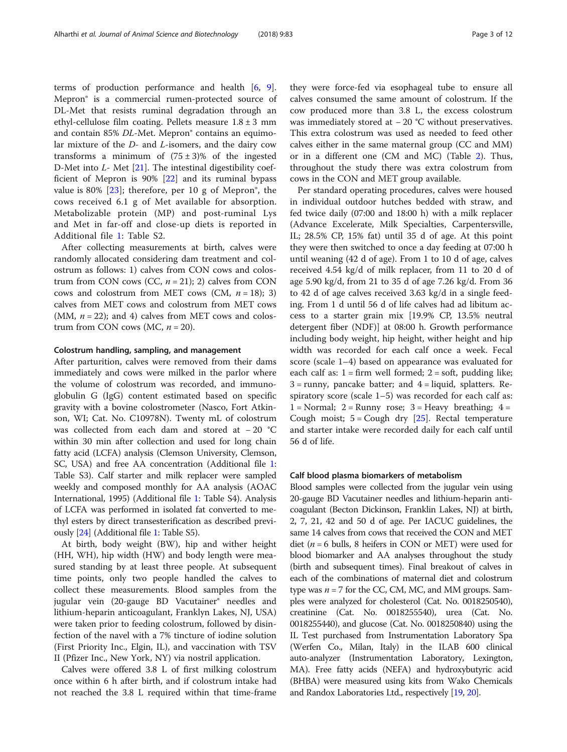terms of production performance and health [6, 9]. Mepron® is a commercial rumen-protected source of DL-Met that resists ruminal degradation through an ethyl-cellulose film coating. Pellets measure 1.8 ± 3 mm and contain 85% *DL*-Met. Mepron® contains an equimolar mixture of the *D*- and *L*-isomers, and the dairy cow transforms a minimum of (75 ± 3)% of the ingested D-Met into *L*- Met [21]. The intestinal digestibility coefficient of Mepron is 90% [22] and its ruminal bypass value is 80% [23]; therefore, per 10 g of Mepron®, the cows received 6.1 g of Met available for absorption. Metabolizable protein (MP) and post-ruminal Lys and Met in far-off and close-up diets is reported in Additional file 1: Table S2.

After collecting measurements at birth, calves were randomly allocated considering dam treatment and colostrum as follows: 1) calves from CON cows and colostrum from CON cows (CC, $n = 21$); 2) calves from CON cows and colostrum from MET cows (CM, $n = 18$); 3) calves from MET cows and colostrum from MET cows (MM, $n = 22$); and 4) calves from MET cows and colostrum from CON cows (MC, $n = 20$).

### Colostrum handling, sampling, and management

After parturition, calves were removed from their dams immediately and cows were milked in the parlor where the volume of colostrum was recorded, and immunoglobulin G (IgG) content estimated based on specific gravity with a bovine colostrometer (Nasco, Fort Atkinson, WI; Cat. No. C10978N). Twenty mL of colostrum was collected from each dam and stored at − 20 °C within 30 min after collection and used for long chain fatty acid (LCFA) analysis (Clemson University, Clemson, SC, USA) and free AA concentration (Additional file 1: Table S3). Calf starter and milk replacer were sampled weekly and composed monthly for AA analysis (AOAC International, 1995) (Additional file 1: Table S4). Analysis of LCFA was performed in isolated fat converted to methyl esters by direct transesterification as described previously [24] (Additional file 1: Table S5).

At birth, body weight (BW), hip and wither height (HH, WH), hip width (HW) and body length were measured standing by at least three people. At subsequent time points, only two people handled the calves to collect these measurements. Blood samples from the jugular vein (20-gauge BD Vacutainer® needles and lithium-heparin anticoagulant, Franklyn Lakes, NJ, USA) were taken prior to feeding colostrum, followed by disinfection of the navel with a 7% tincture of iodine solution (First Priority Inc., Elgin, IL), and vaccination with TSV II (Pfizer Inc., New York, NY) via nostril application.

Calves were offered 3.8 L of first milking colostrum once within 6 h after birth, and if colostrum intake had not reached the 3.8 L required within that time-frame they were force-fed via esophageal tube to ensure all calves consumed the same amount of colostrum. If the cow produced more than 3.8 L, the excess colostrum was immediately stored at − 20 °C without preservatives. This extra colostrum was used as needed to feed other calves either in the same maternal group (CC and MM) or in a different one (CM and MC) (Table 2). Thus, throughout the study there was extra colostrum from cows in the CON and MET group available.

Per standard operating procedures, calves were housed in individual outdoor hutches bedded with straw, and fed twice daily (07:00 and 18:00 h) with a milk replacer (Advance Excelerate, Milk Specialties, Carpentersville, IL; 28.5% CP, 15% fat) until 35 d of age. At this point they were then switched to once a day feeding at 07:00 h until weaning (42 d of age). From 1 to 10 d of age, calves received 4.54 kg/d of milk replacer, from 11 to 20 d of age 5.90 kg/d, from 21 to 35 d of age 7.26 kg/d. From 36 to 42 d of age calves received 3.63 kg/d in a single feeding. From 1 d until 56 d of life calves had ad libitum access to a starter grain mix [19.9% CP, 13.5% neutral detergent fiber (NDF)] at 08:00 h. Growth performance including body weight, hip height, wither height and hip width was recorded for each calf once a week. Fecal score (scale 1–4) based on appearance was evaluated for each calf as: 1 = firm well formed; 2 = soft, pudding like; 3 = runny, pancake batter; and 4 = liquid, splatters. Respiratory score (scale 1–5) was recorded for each calf as: 1 = Normal; 2 = Runny rose; 3 = Heavy breathing; 4 = Cough moist; 5 = Cough dry [25]. Rectal temperature and starter intake were recorded daily for each calf until 56 d of life.

### Calf blood plasma biomarkers of metabolism

Blood samples were collected from the jugular vein using 20-gauge BD Vacutainer needles and lithium-heparin anticoagulant (Becton Dickinson, Franklin Lakes, NJ) at birth, 2, 7, 21, 42 and 50 d of age. Per IACUC guidelines, the same 14 calves from cows that received the CON and MET diet ($n = 6$ bulls, 8 heifers in CON or MET) were used for blood biomarker and AA analyses throughout the study (birth and subsequent times). Final breakout of calves in each of the combinations of maternal diet and colostrum type was $n = 7$ for the CC, CM, MC, and MM groups. Samples were analyzed for cholesterol (Cat. No. 0018250540), creatinine (Cat. No. 0018255540), urea (Cat. No. 0018255440), and glucose (Cat. No. 0018250840) using the IL Test purchased from Instrumentation Laboratory Spa (Werfen Co., Milan, Italy) in the ILAB 600 clinical auto-analyzer (Instrumentation Laboratory, Lexington, MA). Free fatty acids (NEFA) and hydroxybutyric acid (BHBA) were measured using kits from Wako Chemicals and Randox Laboratories Ltd., respectively [19, 20].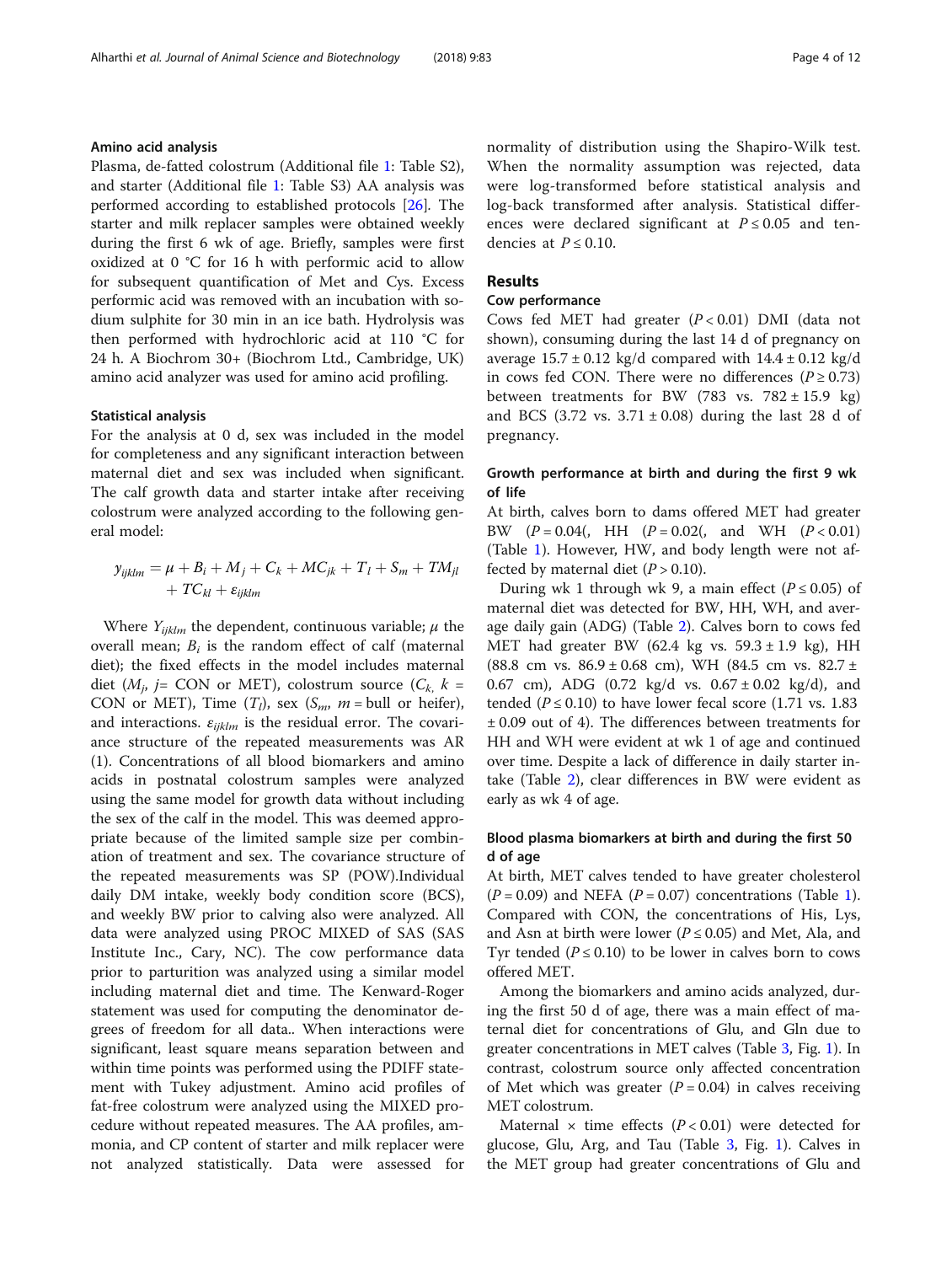### Amino acid analysis

Plasma, de-fatted colostrum (Additional file 1: Table S2), and starter (Additional file 1: Table S3) AA analysis was performed according to established protocols [26]. The starter and milk replacer samples were obtained weekly during the first 6 wk of age. Briefly, samples were first oxidized at 0 °C for 16 h with performic acid to allow for subsequent quantification of Met and Cys. Excess performic acid was removed with an incubation with sodium sulphite for 30 min in an ice bath. Hydrolysis was then performed with hydrochloric acid at 110 °C for 24 h. A Biochrom 30+ (Biochrom Ltd., Cambridge, UK) amino acid analyzer was used for amino acid profiling.

### Statistical analysis

For the analysis at 0 d, sex was included in the model for completeness and any significant interaction between maternal diet and sex was included when significant. The calf growth data and starter intake after receiving colostrum were analyzed according to the following general model:

$$y_{ijklm} = \mu + B_i + M_j + C_k + MC_{jk} + T_l + S_m + TM_{jl} + TC_{kl} + \varepsilon_{ijklm}$$

Where $Y_{ijklm}$ the dependent, continuous variable; $\mu$ the overall mean; $B_i$ is the random effect of calf (maternal diet); the fixed effects in the model includes maternal diet ($M_j$, $j$= CON or MET), colostrum source ($C_k$, $k$ = CON or MET), Time ($T_l$), sex ($S_m$, $m$ = bull or heifer), and interactions. $\varepsilon_{ijklm}$ is the residual error. The covariance structure of the repeated measurements was AR (1). Concentrations of all blood biomarkers and amino acids in postnatal colostrum samples were analyzed using the same model for growth data without including the sex of the calf in the model. This was deemed appropriate because of the limited sample size per combination of treatment and sex. The covariance structure of the repeated measurements was SP (POW).Individual daily DM intake, weekly body condition score (BCS), and weekly BW prior to calving also were analyzed. All data were analyzed using PROC MIXED of SAS (SAS Institute Inc., Cary, NC). The cow performance data prior to parturition was analyzed using a similar model including maternal diet and time. The Kenward-Roger statement was used for computing the denominator degrees of freedom for all data.. When interactions were significant, least square means separation between and within time points was performed using the PDIFF statement with Tukey adjustment. Amino acid profiles of fat-free colostrum were analyzed using the MIXED procedure without repeated measures. The AA profiles, ammonia, and CP content of starter and milk replacer were not analyzed statistically. Data were assessed for normality of distribution using the Shapiro-Wilk test. When the normality assumption was rejected, data were log-transformed before statistical analysis and log-back transformed after analysis. Statistical differences were declared significant at $P \leq 0.05$ and tendencies at $P \leq 0.10$.

## Results

### Cow performance

Cows fed MET had greater ($P < 0.01$) DMI (data not shown), consuming during the last 14 d of pregnancy on average 15.7 ± 0.12 kg/d compared with 14.4 ± 0.12 kg/d in cows fed CON. There were no differences ($P \geq 0.73$) between treatments for BW (783 vs. 782 ± 15.9 kg) and BCS (3.72 vs. 3.71 ± 0.08) during the last 28 d of pregnancy.

### Growth performance at birth and during the first 9 wk of life

At birth, calves born to dams offered MET had greater BW ($P = 0.04$(, HH ($P = 0.02$(, and WH ($P < 0.01$) (Table 1). However, HW, and body length were not affected by maternal diet ($P > 0.10$).

During wk 1 through wk 9, a main effect ($P \leq 0.05$) of maternal diet was detected for BW, HH, WH, and average daily gain (ADG) (Table 2). Calves born to cows fed MET had greater BW (62.4 kg vs. 59.3 ± 1.9 kg), HH (88.8 cm vs. 86.9 ± 0.68 cm), WH (84.5 cm vs. 82.7 ± 0.67 cm), ADG (0.72 kg/d vs. 0.67 ± 0.02 kg/d), and tended ($P \leq 0.10$) to have lower fecal score (1.71 vs. 1.83 ± 0.09 out of 4). The differences between treatments for HH and WH were evident at wk 1 of age and continued over time. Despite a lack of difference in daily starter intake (Table 2), clear differences in BW were evident as early as wk 4 of age.

### Blood plasma biomarkers at birth and during the first 50 d of age

At birth, MET calves tended to have greater cholesterol ($P = 0.09$) and NEFA ($P = 0.07$) concentrations (Table 1). Compared with CON, the concentrations of His, Lys, and Asn at birth were lower ($P \leq 0.05$) and Met, Ala, and Tyr tended ($P \leq 0.10$) to be lower in calves born to cows offered MET.

Among the biomarkers and amino acids analyzed, during the first 50 d of age, there was a main effect of maternal diet for concentrations of Glu, and Gln due to greater concentrations in MET calves (Table 3, Fig. 1). In contrast, colostrum source only affected concentration of Met which was greater ($P = 0.04$) in calves receiving MET colostrum.

Maternal × time effects ($P < 0.01$) were detected for glucose, Glu, Arg, and Tau (Table 3, Fig. 1). Calves in the MET group had greater concentrations of Glu and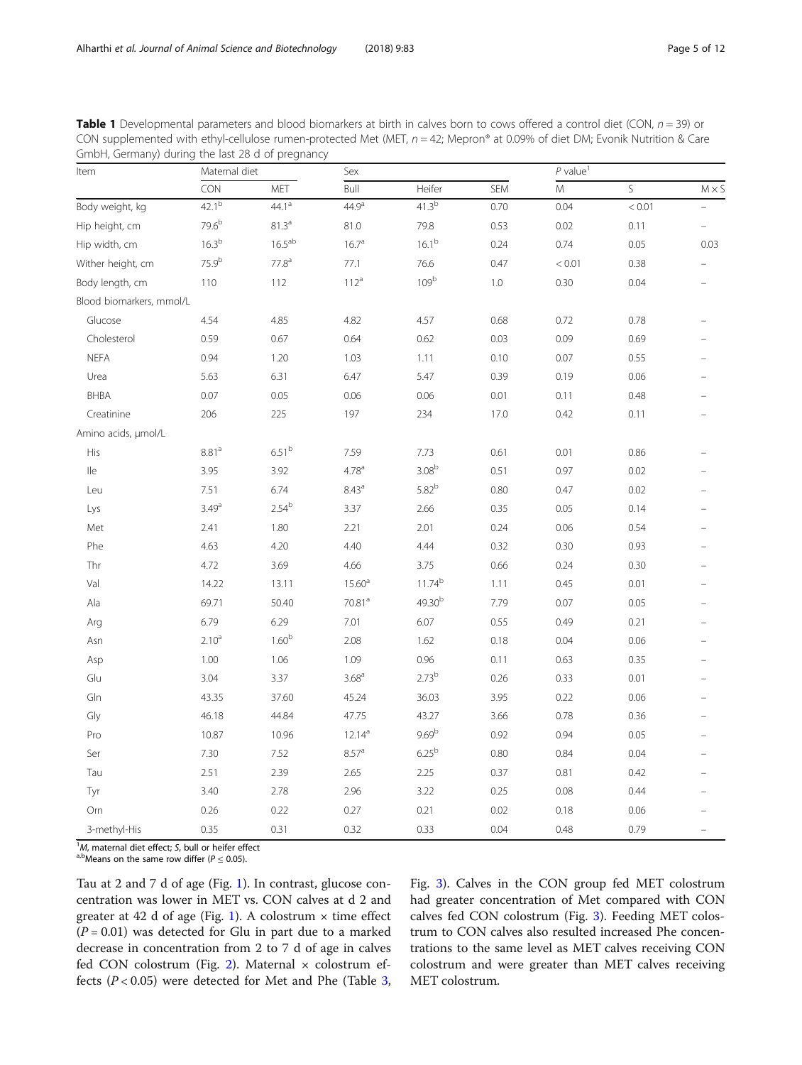**Table 1** Developmental parameters and blood biomarkers at birth in calves born to cows offered a control diet (CON, $n = 39$) or CON supplemented with ethyl-cellulose rumen-protected Met (MET, $n = 42$; Mepron® at 0.09% of diet DM; Evonik Nutrition & Care GmbH, Germany) during the last 28 d of pregnancy

| Item | Maternal diet | | Sex | | | $P$ value[1] | | |
|---|---|---|---|---|---|---|---|---|
| | CON | MET | Bull | Heifer | SEM | M | S | M × S |
| Body weight, kg | 42.1[b] | 44.1[a] | 44.9[a] | 41.3[b] | 0.70 | 0.04 | < 0.01 | – |
| Hip height, cm | 79.6[b] | 81.3[a] | 81.0 | 79.8 | 0.53 | 0.02 | 0.11 | – |
| Hip width, cm | 16.3[b] | 16.5[ab] | 16.7[a] | 16.1[b] | 0.24 | 0.74 | 0.05 | 0.03 |
| Wither height, cm | 75.9[b] | 77.8[a] | 77.1 | 76.6 | 0.47 | < 0.01 | 0.38 | – |
| Body length, cm | 110 | 112 | 112[a] | 109[b] | 1.0 | 0.30 | 0.04 | – |
| Blood biomarkers, mmol/L | | | | | | | | |
| Glucose | 4.54 | 4.85 | 4.82 | 4.57 | 0.68 | 0.72 | 0.78 | – |
| Cholesterol | 0.59 | 0.67 | 0.64 | 0.62 | 0.03 | 0.09 | 0.69 | – |
| NEFA | 0.94 | 1.20 | 1.03 | 1.11 | 0.10 | 0.07 | 0.55 | – |
| Urea | 5.63 | 6.31 | 6.47 | 5.47 | 0.39 | 0.19 | 0.06 | – |
| BHBA | 0.07 | 0.05 | 0.06 | 0.06 | 0.01 | 0.11 | 0.48 | – |
| Creatinine | 206 | 225 | 197 | 234 | 17.0 | 0.42 | 0.11 | – |
| Amino acids, μmol/L | | | | | | | | |
| His | 8.81[a] | 6.51[b] | 7.59 | 7.73 | 0.61 | 0.01 | 0.86 | – |
| Ile | 3.95 | 3.92 | 4.78[a] | 3.08[b] | 0.51 | 0.97 | 0.02 | – |
| Leu | 7.51 | 6.74 | 8.43[a] | 5.82[b] | 0.80 | 0.47 | 0.02 | – |
| Lys | 3.49[a] | 2.54[b] | 3.37 | 2.66 | 0.35 | 0.05 | 0.14 | – |
| Met | 2.41 | 1.80 | 2.21 | 2.01 | 0.24 | 0.06 | 0.54 | – |
| Phe | 4.63 | 4.20 | 4.40 | 4.44 | 0.32 | 0.30 | 0.93 | – |
| Thr | 4.72 | 3.69 | 4.66 | 3.75 | 0.66 | 0.24 | 0.30 | – |
| Val | 14.22 | 13.11 | 15.60[a] | 11.74[b] | 1.11 | 0.45 | 0.01 | – |
| Ala | 69.71 | 50.40 | 70.81[a] | 49.30[b] | 7.79 | 0.07 | 0.05 | – |
| Arg | 6.79 | 6.29 | 7.01 | 6.07 | 0.55 | 0.49 | 0.21 | – |
| Asn | 2.10[a] | 1.60[b] | 2.08 | 1.62 | 0.18 | 0.04 | 0.06 | – |
| Asp | 1.00 | 1.06 | 1.09 | 0.96 | 0.11 | 0.63 | 0.35 | – |
| Glu | 3.04 | 3.37 | 3.68[a] | 2.73[b] | 0.26 | 0.33 | 0.01 | – |
| Gln | 43.35 | 37.60 | 45.24 | 36.03 | 3.95 | 0.22 | 0.06 | – |
| Gly | 46.18 | 44.84 | 47.75 | 43.27 | 3.66 | 0.78 | 0.36 | – |
| Pro | 10.87 | 10.96 | 12.14[a] | 9.69[b] | 0.92 | 0.94 | 0.05 | – |
| Ser | 7.30 | 7.52 | 8.57[a] | 6.25[b] | 0.80 | 0.84 | 0.04 | – |
| Tau | 2.51 | 2.39 | 2.65 | 2.25 | 0.37 | 0.81 | 0.42 | – |
| Tyr | 3.40 | 2.78 | 2.96 | 3.22 | 0.25 | 0.08 | 0.44 | – |
| Orn | 0.26 | 0.22 | 0.27 | 0.21 | 0.02 | 0.18 | 0.06 | – |
| 3-methyl-His | 0.35 | 0.31 | 0.32 | 0.33 | 0.04 | 0.48 | 0.79 | – |

[1]*M*, maternal diet effect; *S*, bull or heifer effect
[a,b]Means on the same row differ ($P \leq 0.05$).

Tau at 2 and 7 d of age (Fig. 1). In contrast, glucose concentration was lower in MET vs. CON calves at d 2 and greater at 42 d of age (Fig. 1). A colostrum × time effect ($P = 0.01$) was detected for Glu in part due to a marked decrease in concentration from 2 to 7 d of age in calves fed CON colostrum (Fig. 2). Maternal × colostrum effects ($P < 0.05$) were detected for Met and Phe (Table 3, Fig. 3). Calves in the CON group fed MET colostrum had greater concentration of Met compared with CON calves fed CON colostrum (Fig. 3). Feeding MET colostrum to CON calves also resulted increased Phe concentrations to the same level as MET calves receiving CON colostrum and were greater than MET calves receiving MET colostrum.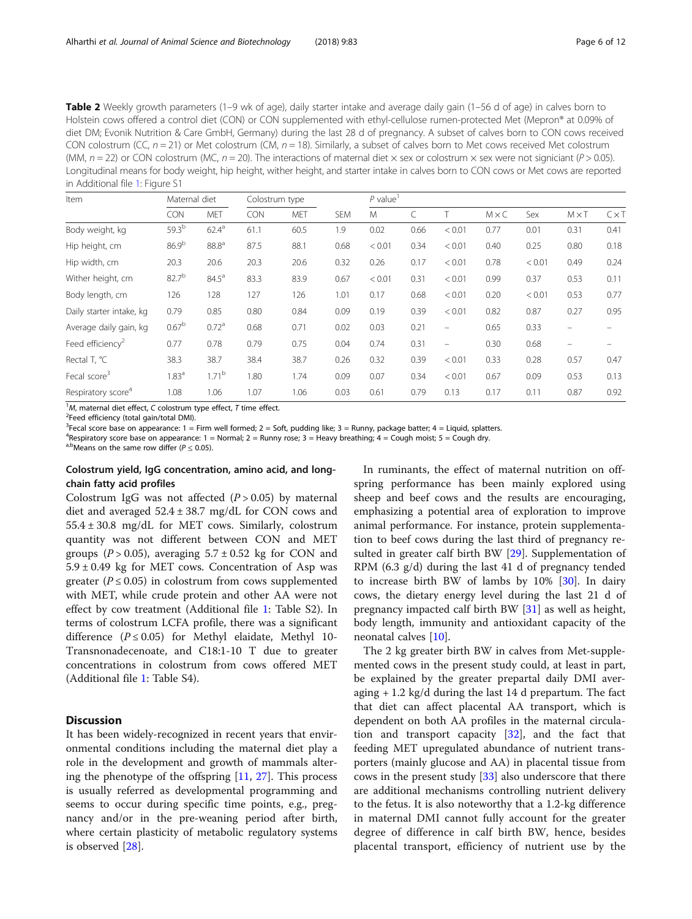**Table 2** Weekly growth parameters (1–9 wk of age), daily starter intake and average daily gain (1–56 d of age) in calves born to Holstein cows offered a control diet (CON) or CON supplemented with ethyl-cellulose rumen-protected Met (Mepron® at 0.09% of diet DM; Evonik Nutrition & Care GmbH, Germany) during the last 28 d of pregnancy. A subset of calves born to CON cows received CON colostrum (CC, $n = 21$) or Met colostrum (CM, $n = 18$). Similarly, a subset of calves born to Met cows received Met colostrum (MM, $n = 22$) or CON colostrum (MC, $n = 20$). The interactions of maternal diet × sex or colostrum × sex were not signiciant ($P > 0.05$). Longitudinal means for body weight, hip height, wither height, and starter intake in calves born to CON cows or Met cows are reported in Additional file 1: Figure S1

| Item | Maternal diet | | Colostrum type | | SEM | P value[1] | | | | | | |
|---|---|---|---|---|---|---|---|---|---|---|---|---|
| | CON | MET | CON | MET | | M | C | T | M × C | Sex | M × T | C × T |
| Body weight, kg | 59.3[b] | 62.4[a] | 61.1 | 60.5 | 1.9 | 0.02 | 0.66 | < 0.01 | 0.77 | 0.01 | 0.31 | 0.41 |
| Hip height, cm | 86.9[b] | 88.8[a] | 87.5 | 88.1 | 0.68 | < 0.01 | 0.34 | < 0.01 | 0.40 | 0.25 | 0.80 | 0.18 |
| Hip width, cm | 20.3 | 20.6 | 20.3 | 20.6 | 0.32 | 0.26 | 0.17 | < 0.01 | 0.78 | < 0.01 | 0.49 | 0.24 |
| Wither height, cm | 82.7[b] | 84.5[a] | 83.3 | 83.9 | 0.67 | < 0.01 | 0.31 | < 0.01 | 0.99 | 0.37 | 0.53 | 0.11 |
| Body length, cm | 126 | 128 | 127 | 126 | 1.01 | 0.17 | 0.68 | < 0.01 | 0.20 | < 0.01 | 0.53 | 0.77 |
| Daily starter intake, kg | 0.79 | 0.85 | 0.80 | 0.84 | 0.09 | 0.19 | 0.39 | < 0.01 | 0.82 | 0.87 | 0.27 | 0.95 |
| Average daily gain, kg | 0.67[b] | 0.72[a] | 0.68 | 0.71 | 0.02 | 0.03 | 0.21 | – | 0.65 | 0.33 | – | – |
| Feed efficiency[2] | 0.77 | 0.78 | 0.79 | 0.75 | 0.04 | 0.74 | 0.31 | – | 0.30 | 0.68 | – | – |
| Rectal T, °C | 38.3 | 38.7 | 38.4 | 38.7 | 0.26 | 0.32 | 0.39 | < 0.01 | 0.33 | 0.28 | 0.57 | 0.47 |
| Fecal score[3] | 1.83[a] | 1.71[b] | 1.80 | 1.74 | 0.09 | 0.07 | 0.34 | < 0.01 | 0.67 | 0.09 | 0.53 | 0.13 |
| Respiratory score[4] | 1.08 | 1.06 | 1.07 | 1.06 | 0.03 | 0.61 | 0.79 | 0.13 | 0.17 | 0.11 | 0.87 | 0.92 |

[1] *M*, maternal diet effect, *C* colostrum type effect, *T* time effect.
[2] Feed efficiency (total gain/total DMI).
[3] Fecal score base on appearance: 1 = Firm well formed; 2 = Soft, pudding like; 3 = Runny, package batter; 4 = Liquid, splatters.
[4] Respiratory score base on appearance: 1 = Normal; 2 = Runny rose; 3 = Heavy breathing; 4 = Cough moist; 5 = Cough dry.
[a,b] Means on the same row differ ($P \leq 0.05$).

### Colostrum yield, IgG concentration, amino acid, and long-chain fatty acid profiles

Colostrum IgG was not affected ($P > 0.05$) by maternal diet and averaged 52.4 ± 38.7 mg/dL for CON cows and 55.4 ± 30.8 mg/dL for MET cows. Similarly, colostrum quantity was not different between CON and MET groups ($P > 0.05$), averaging 5.7 ± 0.52 kg for CON and 5.9 ± 0.49 kg for MET cows. Concentration of Asp was greater ($P \leq 0.05$) in colostrum from cows supplemented with MET, while crude protein and other AA were not effect by cow treatment (Additional file 1: Table S2). In terms of colostrum LCFA profile, there was a significant difference ($P \leq 0.05$) for Methyl elaidate, Methyl 10-Transnonadecenoate, and C18:1-10 T due to greater concentrations in colostrum from cows offered MET (Additional file 1: Table S4).

## Discussion

It has been widely-recognized in recent years that environmental conditions including the maternal diet play a role in the development and growth of mammals altering the phenotype of the offspring [11, 27]. This process is usually referred as developmental programming and seems to occur during specific time points, e.g., pregnancy and/or in the pre-weaning period after birth, where certain plasticity of metabolic regulatory systems is observed [28].

In ruminants, the effect of maternal nutrition on offspring performance has been mainly explored using sheep and beef cows and the results are encouraging, emphasizing a potential area of exploration to improve animal performance. For instance, protein supplementation to beef cows during the last third of pregnancy resulted in greater calf birth BW [29]. Supplementation of RPM (6.3 g/d) during the last 41 d of pregnancy tended to increase birth BW of lambs by 10% [30]. In dairy cows, the dietary energy level during the last 21 d of pregnancy impacted calf birth BW [31] as well as height, body length, immunity and antioxidant capacity of the neonatal calves [10].

The 2 kg greater birth BW in calves from Met-supplemented cows in the present study could, at least in part, be explained by the greater prepartal daily DMI averaging + 1.2 kg/d during the last 14 d prepartum. The fact that diet can affect placental AA transport, which is dependent on both AA profiles in the maternal circulation and transport capacity [32], and the fact that feeding MET upregulated abundance of nutrient transporters (mainly glucose and AA) in placental tissue from cows in the present study [33] also underscore that there are additional mechanisms controlling nutrient delivery to the fetus. It is also noteworthy that a 1.2-kg difference in maternal DMI cannot fully account for the greater degree of difference in calf birth BW, hence, besides placental transport, efficiency of nutrient use by the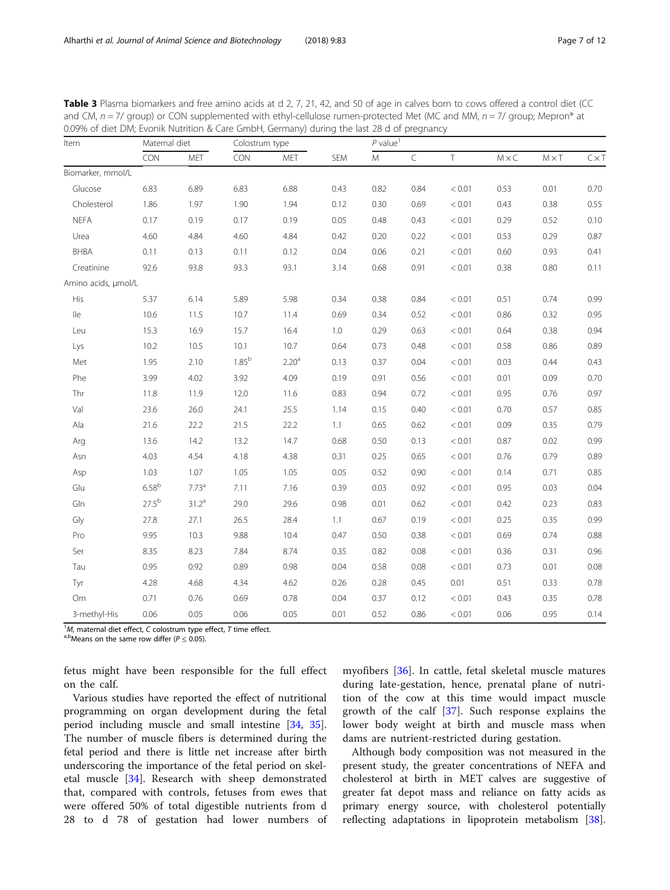**Table 3** Plasma biomarkers and free amino acids at d 2, 7, 21, 42, and 50 of age in calves born to cows offered a control diet (CC and CM, $n = 7$/ group) or CON supplemented with ethyl-cellulose rumen-protected Met (MC and MM, $n = 7$/ group; Mepron® at 0.09% of diet DM; Evonik Nutrition & Care GmbH, Germany) during the last 28 d of pregnancy

| Item | Maternal diet | | Colostrum type | | SEM | *P* value[1] | | | | | |
|---|---|---|---|---|---|---|---|---|---|---|---|
| | CON | MET | CON | MET | | M | C | T | M × C | M × T | C × T |
| Biomarker, mmol/L | | | | | | | | | | | |
| Glucose | 6.83 | 6.89 | 6.83 | 6.88 | 0.43 | 0.82 | 0.84 | < 0.01 | 0.53 | 0.01 | 0.70 |
| Cholesterol | 1.86 | 1.97 | 1.90 | 1.94 | 0.12 | 0.30 | 0.69 | < 0.01 | 0.43 | 0.38 | 0.55 |
| NEFA | 0.17 | 0.19 | 0.17 | 0.19 | 0.05 | 0.48 | 0.43 | < 0.01 | 0.29 | 0.52 | 0.10 |
| Urea | 4.60 | 4.84 | 4.60 | 4.84 | 0.42 | 0.20 | 0.22 | < 0.01 | 0.53 | 0.29 | 0.87 |
| BHBA | 0.11 | 0.13 | 0.11 | 0.12 | 0.04 | 0.06 | 0.21 | < 0.01 | 0.60 | 0.93 | 0.41 |
| Creatinine | 92.6 | 93.8 | 93.3 | 93.1 | 3.14 | 0.68 | 0.91 | < 0.01 | 0.38 | 0.80 | 0.11 |
| Amino acids, μmol/L | | | | | | | | | | | |
| His | 5.37 | 6.14 | 5.89 | 5.98 | 0.34 | 0.38 | 0.84 | < 0.01 | 0.51 | 0.74 | 0.99 |
| Ile | 10.6 | 11.5 | 10.7 | 11.4 | 0.69 | 0.34 | 0.52 | < 0.01 | 0.86 | 0.32 | 0.95 |
| Leu | 15.3 | 16.9 | 15.7 | 16.4 | 1.0 | 0.29 | 0.63 | < 0.01 | 0.64 | 0.38 | 0.94 |
| Lys | 10.2 | 10.5 | 10.1 | 10.7 | 0.64 | 0.73 | 0.48 | < 0.01 | 0.58 | 0.86 | 0.89 |
| Met | 1.95 | 2.10 | 1.85[b] | 2.20[a] | 0.13 | 0.37 | 0.04 | < 0.01 | 0.03 | 0.44 | 0.43 |
| Phe | 3.99 | 4.02 | 3.92 | 4.09 | 0.19 | 0.91 | 0.56 | < 0.01 | 0.01 | 0.09 | 0.70 |
| Thr | 11.8 | 11.9 | 12.0 | 11.6 | 0.83 | 0.94 | 0.72 | < 0.01 | 0.95 | 0.76 | 0.97 |
| Val | 23.6 | 26.0 | 24.1 | 25.5 | 1.14 | 0.15 | 0.40 | < 0.01 | 0.70 | 0.57 | 0.85 |
| Ala | 21.6 | 22.2 | 21.5 | 22.2 | 1.1 | 0.65 | 0.62 | < 0.01 | 0.09 | 0.35 | 0.79 |
| Arg | 13.6 | 14.2 | 13.2 | 14.7 | 0.68 | 0.50 | 0.13 | < 0.01 | 0.87 | 0.02 | 0.99 |
| Asn | 4.03 | 4.54 | 4.18 | 4.38 | 0.31 | 0.25 | 0.65 | < 0.01 | 0.76 | 0.79 | 0.89 |
| Asp | 1.03 | 1.07 | 1.05 | 1.05 | 0.05 | 0.52 | 0.90 | < 0.01 | 0.14 | 0.71 | 0.85 |
| Glu | 6.58[b] | 7.73[a] | 7.11 | 7.16 | 0.39 | 0.03 | 0.92 | < 0.01 | 0.95 | 0.03 | 0.04 |
| Gln | 27.5[b] | 31.2[a] | 29.0 | 29.6 | 0.98 | 0.01 | 0.62 | < 0.01 | 0.42 | 0.23 | 0.83 |
| Gly | 27.8 | 27.1 | 26.5 | 28.4 | 1.1 | 0.67 | 0.19 | < 0.01 | 0.25 | 0.35 | 0.99 |
| Pro | 9.95 | 10.3 | 9.88 | 10.4 | 0.47 | 0.50 | 0.38 | < 0.01 | 0.69 | 0.74 | 0.88 |
| Ser | 8.35 | 8.23 | 7.84 | 8.74 | 0.35 | 0.82 | 0.08 | < 0.01 | 0.36 | 0.31 | 0.96 |
| Tau | 0.95 | 0.92 | 0.89 | 0.98 | 0.04 | 0.58 | 0.08 | < 0.01 | 0.73 | 0.01 | 0.08 |
| Tyr | 4.28 | 4.68 | 4.34 | 4.62 | 0.26 | 0.28 | 0.45 | 0.01 | 0.51 | 0.33 | 0.78 |
| Orn | 0.71 | 0.76 | 0.69 | 0.78 | 0.04 | 0.37 | 0.12 | < 0.01 | 0.43 | 0.35 | 0.78 |
| 3-methyl-His | 0.06 | 0.05 | 0.06 | 0.05 | 0.01 | 0.52 | 0.86 | < 0.01 | 0.06 | 0.95 | 0.14 |

[1]*M*, maternal diet effect, *C* colostrum type effect, *T* time effect.
[a,b]Means on the same row differ ($P \leq 0.05$).

fetus might have been responsible for the full effect on the calf.

Various studies have reported the effect of nutritional programming on organ development during the fetal period including muscle and small intestine [34, 35]. The number of muscle fibers is determined during the fetal period and there is little net increase after birth underscoring the importance of the fetal period on skeletal muscle [34]. Research with sheep demonstrated that, compared with controls, fetuses from ewes that were offered 50% of total digestible nutrients from d 28 to d 78 of gestation had lower numbers of myofibers [36]. In cattle, fetal skeletal muscle matures during late-gestation, hence, prenatal plane of nutrition of the cow at this time would impact muscle growth of the calf [37]. Such response explains the lower body weight at birth and muscle mass when dams are nutrient-restricted during gestation.

Although body composition was not measured in the present study, the greater concentrations of NEFA and cholesterol at birth in MET calves are suggestive of greater fat depot mass and reliance on fatty acids as primary energy source, with cholesterol potentially reflecting adaptations in lipoprotein metabolism [38].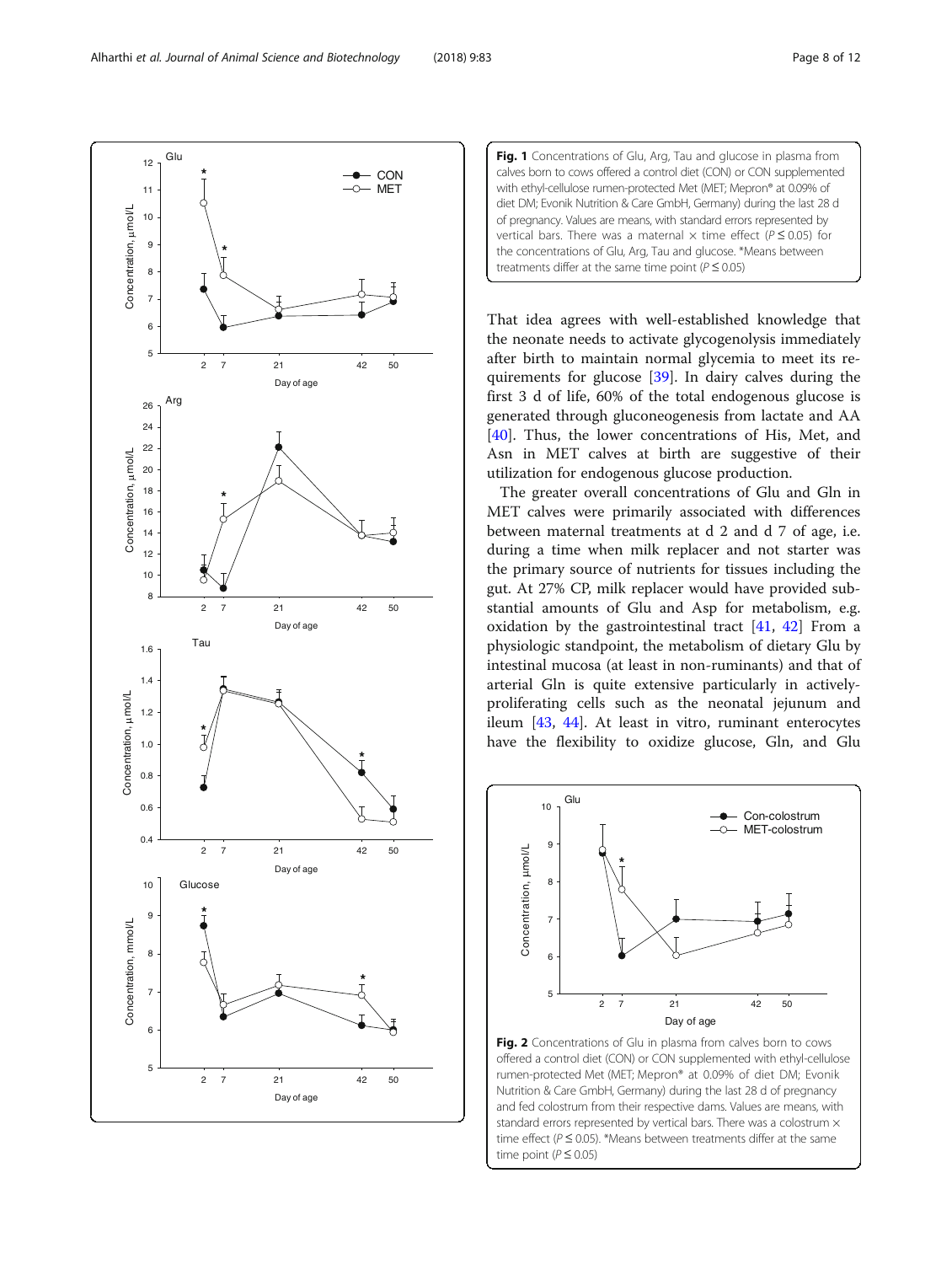**Fig. 1** Concentrations of Glu, Arg, Tau and glucose in plasma from calves born to cows offered a control diet (CON) or CON supplemented with ethyl-cellulose rumen-protected Met (MET; Mepron® at 0.09% of diet DM; Evonik Nutrition & Care GmbH, Germany) during the last 28 d of pregnancy. Values are means, with standard errors represented by vertical bars. There was a maternal × time effect ($P \leq 0.05$) for the concentrations of Glu, Arg, Tau and glucose. *Means between treatments differ at the same time point ($P \leq 0.05$)

That idea agrees with well-established knowledge that the neonate needs to activate glycogenolysis immediately after birth to maintain normal glycemia to meet its requirements for glucose [39]. In dairy calves during the first 3 d of life, 60% of the total endogenous glucose is generated through gluconeogenesis from lactate and AA [40]. Thus, the lower concentrations of His, Met, and Asn in MET calves at birth are suggestive of their utilization for endogenous glucose production.

The greater overall concentrations of Glu and Gln in MET calves were primarily associated with differences between maternal treatments at d 2 and d 7 of age, i.e. during a time when milk replacer and not starter was the primary source of nutrients for tissues including the gut. At 27% CP, milk replacer would have provided substantial amounts of Glu and Asp for metabolism, e.g. oxidation by the gastrointestinal tract [41, 42] From a physiologic standpoint, the metabolism of dietary Glu by intestinal mucosa (at least in non-ruminants) and that of arterial Gln is quite extensive particularly in actively-proliferating cells such as the neonatal jejunum and ileum [43, 44]. At least in vitro, ruminant enterocytes have the flexibility to oxidize glucose, Gln, and Glu

**Fig. 2** Concentrations of Glu in plasma from calves born to cows offered a control diet (CON) or CON supplemented with ethyl-cellulose rumen-protected Met (MET; Mepron® at 0.09% of diet DM; Evonik Nutrition & Care GmbH, Germany) during the last 28 d of pregnancy and fed colostrum from their respective dams. Values are means, with standard errors represented by vertical bars. There was a colostrum × time effect ($P \leq 0.05$). *Means between treatments differ at the same time point ($P \leq 0.05$)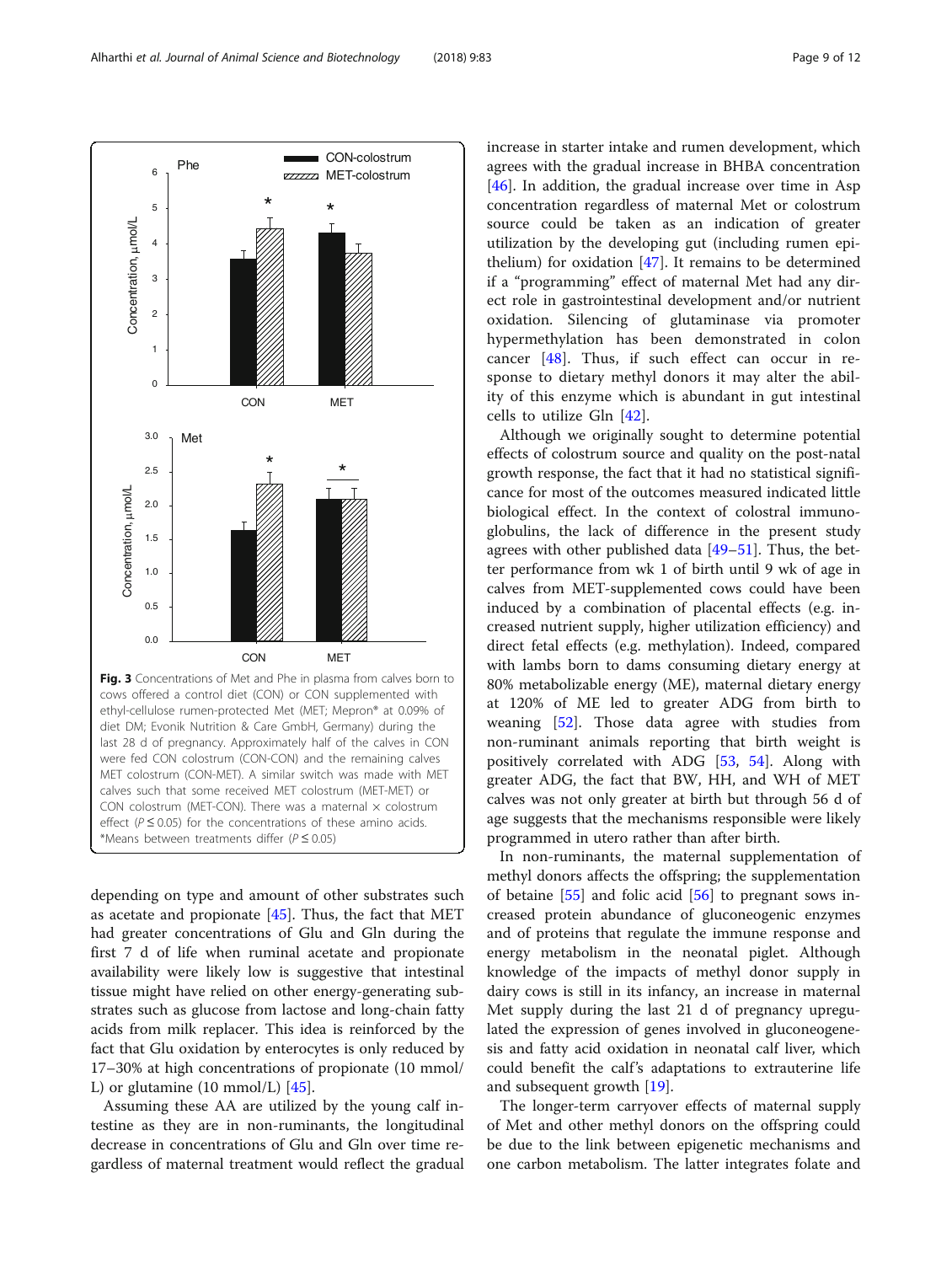Fig. 3 Concentrations of Met and Phe in plasma from calves born to cows offered a control diet (CON) or CON supplemented with ethyl-cellulose rumen-protected Met (MET; Mepron® at 0.09% of diet DM; Evonik Nutrition & Care GmbH, Germany) during the last 28 d of pregnancy. Approximately half of the calves in CON were fed CON colostrum (CON-CON) and the remaining calves MET colostrum (CON-MET). A similar switch was made with MET calves such that some received MET colostrum (MET-MET) or CON colostrum (MET-CON). There was a maternal × colostrum effect ($P \le 0.05$) for the concentrations of these amino acids. *Means between treatments differ ($P \le 0.05$)

depending on type and amount of other substrates such as acetate and propionate [45]. Thus, the fact that MET had greater concentrations of Glu and Gln during the first 7 d of life when ruminal acetate and propionate availability were likely low is suggestive that intestinal tissue might have relied on other energy-generating substrates such as glucose from lactose and long-chain fatty acids from milk replacer. This idea is reinforced by the fact that Glu oxidation by enterocytes is only reduced by 17–30% at high concentrations of propionate (10 mmol/L) or glutamine (10 mmol/L) [45].

Assuming these AA are utilized by the young calf intestine as they are in non-ruminants, the longitudinal decrease in concentrations of Glu and Gln over time regardless of maternal treatment would reflect the gradual increase in starter intake and rumen development, which agrees with the gradual increase in BHBA concentration [46]. In addition, the gradual increase over time in Asp concentration regardless of maternal Met or colostrum source could be taken as an indication of greater utilization by the developing gut (including rumen epithelium) for oxidation [47]. It remains to be determined if a "programming" effect of maternal Met had any direct role in gastrointestinal development and/or nutrient oxidation. Silencing of glutaminase via promoter hypermethylation has been demonstrated in colon cancer [48]. Thus, if such effect can occur in response to dietary methyl donors it may alter the ability of this enzyme which is abundant in gut intestinal cells to utilize Gln [42].

Although we originally sought to determine potential effects of colostrum source and quality on the post-natal growth response, the fact that it had no statistical significance for most of the outcomes measured indicated little biological effect. In the context of colostral immunoglobulins, the lack of difference in the present study agrees with other published data [49–51]. Thus, the better performance from wk 1 of birth until 9 wk of age in calves from MET-supplemented cows could have been induced by a combination of placental effects (e.g. increased nutrient supply, higher utilization efficiency) and direct fetal effects (e.g. methylation). Indeed, compared with lambs born to dams consuming dietary energy at 80% metabolizable energy (ME), maternal dietary energy at 120% of ME led to greater ADG from birth to weaning [52]. Those data agree with studies from non-ruminant animals reporting that birth weight is positively correlated with ADG [53, 54]. Along with greater ADG, the fact that BW, HH, and WH of MET calves was not only greater at birth but through 56 d of age suggests that the mechanisms responsible were likely programmed in utero rather than after birth.

In non-ruminants, the maternal supplementation of methyl donors affects the offspring; the supplementation of betaine [55] and folic acid [56] to pregnant sows increased protein abundance of gluconeogenic enzymes and of proteins that regulate the immune response and energy metabolism in the neonatal piglet. Although knowledge of the impacts of methyl donor supply in dairy cows is still in its infancy, an increase in maternal Met supply during the last 21 d of pregnancy upregulated the expression of genes involved in gluconeogenesis and fatty acid oxidation in neonatal calf liver, which could benefit the calf's adaptations to extrauterine life and subsequent growth [19].

The longer-term carryover effects of maternal supply of Met and other methyl donors on the offspring could be due to the link between epigenetic mechanisms and one carbon metabolism. The latter integrates folate and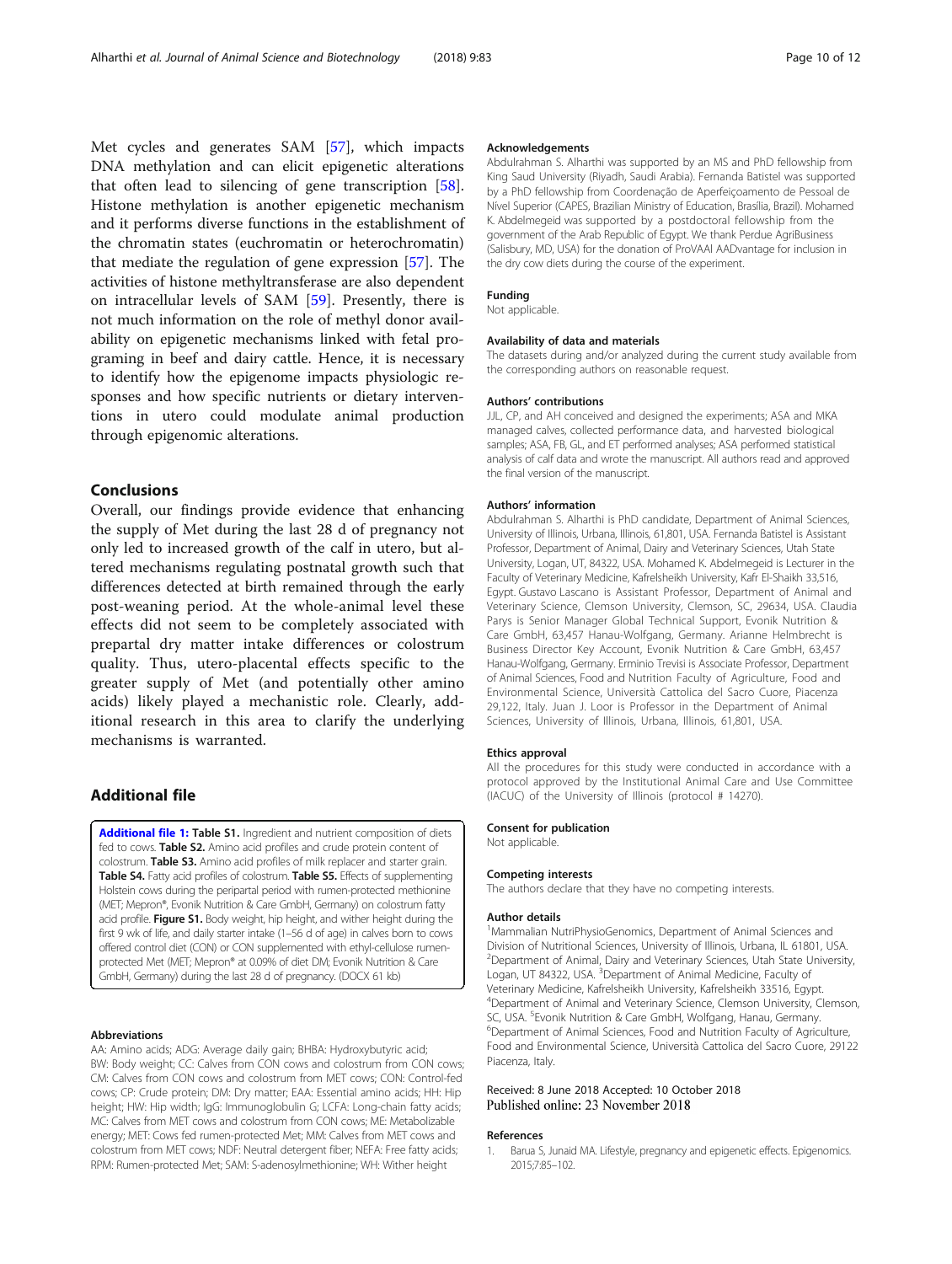Met cycles and generates SAM [57], which impacts DNA methylation and can elicit epigenetic alterations that often lead to silencing of gene transcription [58]. Histone methylation is another epigenetic mechanism and it performs diverse functions in the establishment of the chromatin states (euchromatin or heterochromatin) that mediate the regulation of gene expression [57]. The activities of histone methyltransferase are also dependent on intracellular levels of SAM [59]. Presently, there is not much information on the role of methyl donor availability on epigenetic mechanisms linked with fetal programing in beef and dairy cattle. Hence, it is necessary to identify how the epigenome impacts physiologic responses and how specific nutrients or dietary interventions in utero could modulate animal production through epigenomic alterations.

## Conclusions

Overall, our findings provide evidence that enhancing the supply of Met during the last 28 d of pregnancy not only led to increased growth of the calf in utero, but altered mechanisms regulating postnatal growth such that differences detected at birth remained through the early post-weaning period. At the whole-animal level these effects did not seem to be completely associated with prepartal dry matter intake differences or colostrum quality. Thus, utero-placental effects specific to the greater supply of Met (and potentially other amino acids) likely played a mechanistic role. Clearly, additional research in this area to clarify the underlying mechanisms is warranted.

## Additional file

**Additional file 1: Table S1.** Ingredient and nutrient composition of diets fed to cows. **Table S2.** Amino acid profiles and crude protein content of colostrum. **Table S3.** Amino acid profiles of milk replacer and starter grain. **Table S4.** Fatty acid profiles of colostrum. **Table S5.** Effects of supplementing Holstein cows during the peripartal period with rumen-protected methionine (MET; Mepron®, Evonik Nutrition & Care GmbH, Germany) on colostrum fatty acid profile. **Figure S1.** Body weight, hip height, and wither height during the first 9 wk of life, and daily starter intake (1–56 d of age) in calves born to cows offered control diet (CON) or CON supplemented with ethyl-cellulose rumen-protected Met (MET; Mepron® at 0.09% of diet DM; Evonik Nutrition & Care GmbH, Germany) during the last 28 d of pregnancy. (DOCX 61 kb)

#### Abbreviations

AA: Amino acids; ADG: Average daily gain; BHBA: Hydroxybutyric acid; BW: Body weight; CC: Calves from CON cows and colostrum from CON cows; CM: Calves from CON cows and colostrum from MET cows; CON: Control-fed cows; CP: Crude protein; DM: Dry matter; EAA: Essential amino acids; HH: Hip height; HW: Hip width; IgG: Immunoglobulin G; LCFA: Long-chain fatty acids; MC: Calves from MET cows and colostrum from CON cows; ME: Metabolizable energy; MET: Cows fed rumen-protected Met; MM: Calves from MET cows and colostrum from MET cows; NDF: Neutral detergent fiber; NEFA: Free fatty acids; RPM: Rumen-protected Met; SAM: S-adenosylmethionine; WH: Wither height

#### Acknowledgements

Abdulrahman S. Alharthi was supported by an MS and PhD fellowship from King Saud University (Riyadh, Saudi Arabia). Fernanda Batistel was supported by a PhD fellowship from Coordenação de Aperfeiçoamento de Pessoal de Nível Superior (CAPES, Brazilian Ministry of Education, Brasília, Brazil). Mohamed K. Abdelmegeid was supported by a postdoctoral fellowship from the government of the Arab Republic of Egypt. We thank Perdue AgriBusiness (Salisbury, MD, USA) for the donation of ProVAAl AADvantage for inclusion in the dry cow diets during the course of the experiment.

#### Funding

Not applicable.

#### Availability of data and materials

The datasets during and/or analyzed during the current study available from the corresponding authors on reasonable request.

#### Authors' contributions

JJL, CP, and AH conceived and designed the experiments; ASA and MKA managed calves, collected performance data, and harvested biological samples; ASA, FB, GL, and ET performed analyses; ASA performed statistical analysis of calf data and wrote the manuscript. All authors read and approved the final version of the manuscript.

#### Authors' information

Abdulrahman S. Alharthi is PhD candidate, Department of Animal Sciences, University of Illinois, Urbana, Illinois, 61,801, USA. Fernanda Batistel is Assistant Professor, Department of Animal, Dairy and Veterinary Sciences, Utah State University, Logan, UT, 84322, USA. Mohamed K. Abdelmegeid is Lecturer in the Faculty of Veterinary Medicine, Kafrelsheikh University, Kafr El-Shaikh 33,516, Egypt. Gustavo Lascano is Assistant Professor, Department of Animal and Veterinary Science, Clemson University, Clemson, SC, 29634, USA. Claudia Parys is Senior Manager Global Technical Support, Evonik Nutrition & Care GmbH, 63,457 Hanau-Wolfgang, Germany. Arianne Helmbrecht is Business Director Key Account, Evonik Nutrition & Care GmbH, 63,457 Hanau-Wolfgang, Germany. Erminio Trevisi is Associate Professor, Department of Animal Sciences, Food and Nutrition Faculty of Agriculture, Food and Environmental Science, Università Cattolica del Sacro Cuore, Piacenza 29,122, Italy. Juan J. Loor is Professor in the Department of Animal Sciences, University of Illinois, Urbana, Illinois, 61,801, USA.

#### Ethics approval

All the procedures for this study were conducted in accordance with a protocol approved by the Institutional Animal Care and Use Committee (IACUC) of the University of Illinois (protocol # 14270).

#### Consent for publication

Not applicable.

#### Competing interests

The authors declare that they have no competing interests.

#### Author details

[1]Mammalian NutriPhysioGenomics, Department of Animal Sciences and Division of Nutritional Sciences, University of Illinois, Urbana, IL 61801, USA. [2]Department of Animal, Dairy and Veterinary Sciences, Utah State University, Logan, UT 84322, USA. [3]Department of Animal Medicine, Faculty of Veterinary Medicine, Kafrelsheikh University, Kafrelsheikh 33516, Egypt. [4]Department of Animal and Veterinary Science, Clemson University, Clemson, SC, USA. [5]Evonik Nutrition & Care GmbH, Wolfgang, Hanau, Germany. [6]Department of Animal Sciences, Food and Nutrition Faculty of Agriculture, Food and Environmental Science, Università Cattolica del Sacro Cuore, 29122 Piacenza, Italy.

Received: 8 June 2018 Accepted: 10 October 2018
Published online: 23 November 2018

#### References

1. Barua S, Junaid MA. Lifestyle, pregnancy and epigenetic effects. Epigenomics. 2015;7:85–102.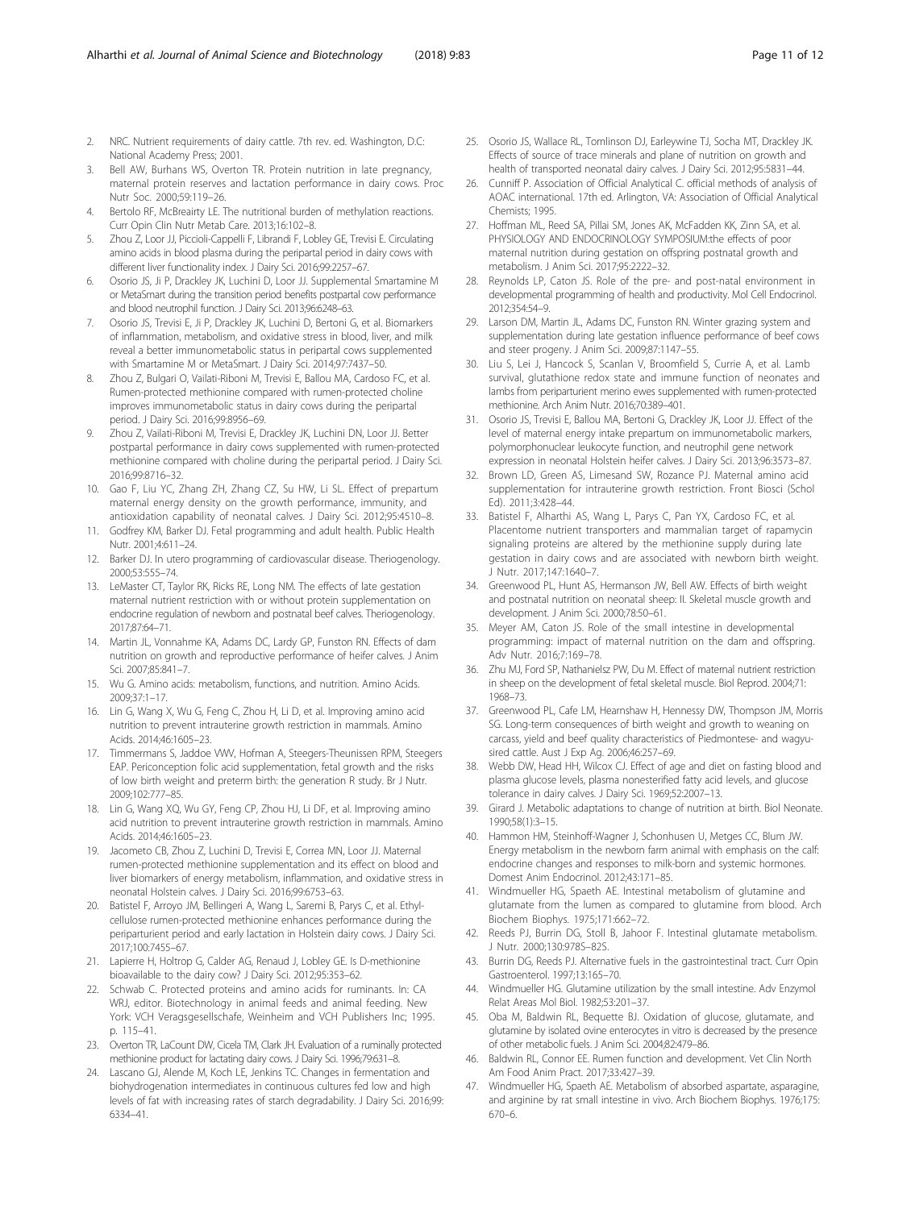2. NRC. Nutrient requirements of dairy cattle. 7th rev. ed. Washington, D.C: National Academy Press; 2001.
3. Bell AW, Burhans WS, Overton TR. Protein nutrition in late pregnancy, maternal protein reserves and lactation performance in dairy cows. Proc Nutr Soc. 2000;59:119–26.
4. Bertolo RF, McBreairty LE. The nutritional burden of methylation reactions. Curr Opin Clin Nutr Metab Care. 2013;16:102–8.
5. Zhou Z, Loor JJ, Piccioli-Cappelli F, Librandi F, Lobley GE, Trevisi E. Circulating amino acids in blood plasma during the peripartal period in dairy cows with different liver functionality index. J Dairy Sci. 2016;99:2257–67.
6. Osorio JS, Ji P, Drackley JK, Luchini D, Loor JJ. Supplemental Smartamine M or MetaSmart during the transition period benefits postpartal cow performance and blood neutrophil function. J Dairy Sci. 2013;96:6248–63.
7. Osorio JS, Trevisi E, Ji P, Drackley JK, Luchini D, Bertoni G, et al. Biomarkers of inflammation, metabolism, and oxidative stress in blood, liver, and milk reveal a better immunometabolic status in peripartal cows supplemented with Smartamine M or MetaSmart. J Dairy Sci. 2014;97:7437–50.
8. Zhou Z, Bulgari O, Vailati-Riboni M, Trevisi E, Ballou MA, Cardoso FC, et al. Rumen-protected methionine compared with rumen-protected choline improves immunometabolic status in dairy cows during the peripartal period. J Dairy Sci. 2016;99:8956–69.
9. Zhou Z, Vailati-Riboni M, Trevisi E, Drackley JK, Luchini DN, Loor JJ. Better postpartal performance in dairy cows supplemented with rumen-protected methionine compared with choline during the peripartal period. J Dairy Sci. 2016;99:8716–32.
10. Gao F, Liu YC, Zhang ZH, Zhang CZ, Su HW, Li SL. Effect of prepartum maternal energy density on the growth performance, immunity, and antioxidation capability of neonatal calves. J Dairy Sci. 2012;95:4510–8.
11. Godfrey KM, Barker DJ. Fetal programming and adult health. Public Health Nutr. 2001;4:611–24.
12. Barker DJ. In utero programming of cardiovascular disease. Theriogenology. 2000;53:555–74.
13. LeMaster CT, Taylor RK, Ricks RE, Long NM. The effects of late gestation maternal nutrient restriction with or without protein supplementation on endocrine regulation of newborn and postnatal beef calves. Theriogenology. 2017;87:64–71.
14. Martin JL, Vonnahme KA, Adams DC, Lardy GP, Funston RN. Effects of dam nutrition on growth and reproductive performance of heifer calves. J Anim Sci. 2007;85:841–7.
15. Wu G. Amino acids: metabolism, functions, and nutrition. Amino Acids. 2009;37:1–17.
16. Lin G, Wang X, Wu G, Feng C, Zhou H, Li D, et al. Improving amino acid nutrition to prevent intrauterine growth restriction in mammals. Amino Acids. 2014;46:1605–23.
17. Timmermans S, Jaddoe VWV, Hofman A, Steegers-Theunissen RPM, Steegers EAP. Periconception folic acid supplementation, fetal growth and the risks of low birth weight and preterm birth: the generation R study. Br J Nutr. 2009;102:777–85.
18. Lin G, Wang XQ, Wu GY, Feng CP, Zhou HJ, Li DF, et al. Improving amino acid nutrition to prevent intrauterine growth restriction in mammals. Amino Acids. 2014;46:1605–23.
19. Jacometo CB, Zhou Z, Luchini D, Trevisi E, Correa MN, Loor JJ. Maternal rumen-protected methionine supplementation and its effect on blood and liver biomarkers of energy metabolism, inflammation, and oxidative stress in neonatal Holstein calves. J Dairy Sci. 2016;99:6753–63.
20. Batistel F, Arroyo JM, Bellingeri A, Wang L, Saremi B, Parys C, et al. Ethyl-cellulose rumen-protected methionine enhances performance during the periparturient period and early lactation in Holstein dairy cows. J Dairy Sci. 2017;100:7455–67.
21. Lapierre H, Holtrop G, Calder AG, Renaud J, Lobley GE. Is D-methionine bioavailable to the dairy cow? J Dairy Sci. 2012;95:353–62.
22. Schwab C. Protected proteins and amino acids for ruminants. In: CA WRJ, editor. Biotechnology in animal feeds and animal feeding. New York: VCH Veragsgesellschafe, Weinheim and VCH Publishers Inc; 1995. p. 115–41.
23. Overton TR, LaCount DW, Cicela TM, Clark JH. Evaluation of a ruminally protected methionine product for lactating dairy cows. J Dairy Sci. 1996;79:631–8.
24. Lascano GJ, Alende M, Koch LE, Jenkins TC. Changes in fermentation and biohydrogenation intermediates in continuous cultures fed low and high levels of fat with increasing rates of starch degradability. J Dairy Sci. 2016;99:6334–41.
25. Osorio JS, Wallace RL, Tomlinson DJ, Earleywine TJ, Socha MT, Drackley JK. Effects of source of trace minerals and plane of nutrition on growth and health of transported neonatal dairy calves. J Dairy Sci. 2012;95:5831–44.
26. Cunniff P. Association of Official Analytical C. official methods of analysis of AOAC international. 17th ed. Arlington, VA: Association of Official Analytical Chemists; 1995.
27. Hoffman ML, Reed SA, Pillai SM, Jones AK, McFadden KK, Zinn SA, et al. PHYSIOLOGY AND ENDOCRINOLOGY SYMPOSIUM:the effects of poor maternal nutrition during gestation on offspring postnatal growth and metabolism. J Anim Sci. 2017;95:2222–32.
28. Reynolds LP, Caton JS. Role of the pre- and post-natal environment in developmental programming of health and productivity. Mol Cell Endocrinol. 2012;354:54–9.
29. Larson DM, Martin JL, Adams DC, Funston RN. Winter grazing system and supplementation during late gestation influence performance of beef cows and steer progeny. J Anim Sci. 2009;87:1147–55.
30. Liu S, Lei J, Hancock S, Scanlan V, Broomfield S, Currie A, et al. Lamb survival, glutathione redox state and immune function of neonates and lambs from periparturient merino ewes supplemented with rumen-protected methionine. Arch Anim Nutr. 2016;70:389–401.
31. Osorio JS, Trevisi E, Ballou MA, Bertoni G, Drackley JK, Loor JJ. Effect of the level of maternal energy intake prepartum on immunometabolic markers, polymorphonuclear leukocyte function, and neutrophil gene network expression in neonatal Holstein heifer calves. J Dairy Sci. 2013;96:3573–87.
32. Brown LD, Green AS, Limesand SW, Rozance PJ. Maternal amino acid supplementation for intrauterine growth restriction. Front Biosci (Schol Ed). 2011;3:428–44.
33. Batistel F, Alharthi AS, Wang L, Parys C, Pan YX, Cardoso FC, et al. Placentome nutrient transporters and mammalian target of rapamycin signaling proteins are altered by the methionine supply during late gestation in dairy cows and are associated with newborn birth weight. J Nutr. 2017;147:1640–7.
34. Greenwood PL, Hunt AS, Hermanson JW, Bell AW. Effects of birth weight and postnatal nutrition on neonatal sheep: II. Skeletal muscle growth and development. J Anim Sci. 2000;78:50–61.
35. Meyer AM, Caton JS. Role of the small intestine in developmental programming: impact of maternal nutrition on the dam and offspring. Adv Nutr. 2016;7:169–78.
36. Zhu MJ, Ford SP, Nathanielsz PW, Du M. Effect of maternal nutrient restriction in sheep on the development of fetal skeletal muscle. Biol Reprod. 2004;71:1968–73.
37. Greenwood PL, Cafe LM, Hearnshaw H, Hennessy DW, Thompson JM, Morris SG. Long-term consequences of birth weight and growth to weaning on carcass, yield and beef quality characteristics of Piedmontese- and wagyu-sired cattle. Aust J Exp Ag. 2006;46:257–69.
38. Webb DW, Head HH, Wilcox CJ. Effect of age and diet on fasting blood and plasma glucose levels, plasma nonesterified fatty acid levels, and glucose tolerance in dairy calves. J Dairy Sci. 1969;52:2007–13.
39. Girard J. Metabolic adaptations to change of nutrition at birth. Biol Neonate. 1990;58(1):3–15.
40. Hammon HM, Steinhoff-Wagner J, Schonhusen U, Metges CC, Blum JW. Energy metabolism in the newborn farm animal with emphasis on the calf: endocrine changes and responses to milk-born and systemic hormones. Domest Anim Endocrinol. 2012;43:171–85.
41. Windmueller HG, Spaeth AE. Intestinal metabolism of glutamine and glutamate from the lumen as compared to glutamine from blood. Arch Biochem Biophys. 1975;171:662–72.
42. Reeds PJ, Burrin DG, Stoll B, Jahoor F. Intestinal glutamate metabolism. J Nutr. 2000;130:978S–82S.
43. Burrin DG, Reeds PJ. Alternative fuels in the gastrointestinal tract. Curr Opin Gastroenterol. 1997;13:165–70.
44. Windmueller HG. Glutamine utilization by the small intestine. Adv Enzymol Relat Areas Mol Biol. 1982;53:201–37.
45. Oba M, Baldwin RL, Bequette BJ. Oxidation of glucose, glutamate, and glutamine by isolated ovine enterocytes in vitro is decreased by the presence of other metabolic fuels. J Anim Sci. 2004;82:479–86.
46. Baldwin RL, Connor EE. Rumen function and development. Vet Clin North Am Food Anim Pract. 2017;33:427–39.
47. Windmueller HG, Spaeth AE. Metabolism of absorbed aspartate, asparagine, and arginine by rat small intestine in vivo. Arch Biochem Biophys. 1976;175:670–6.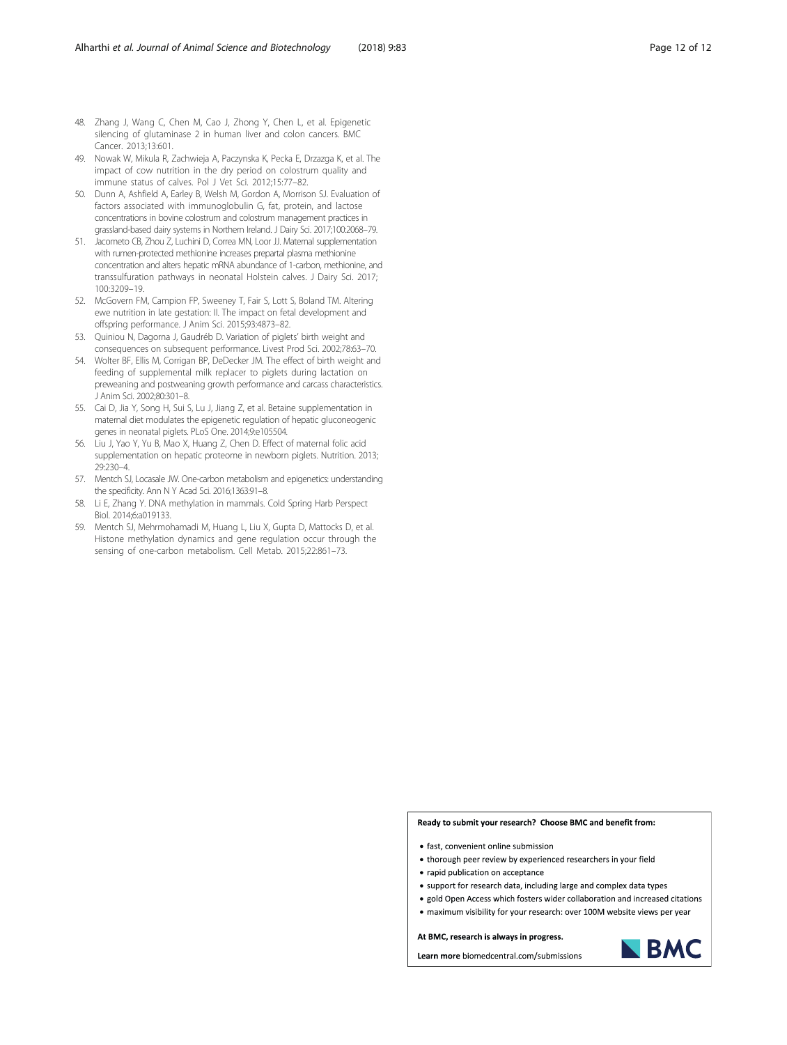48. Zhang J, Wang C, Chen M, Cao J, Zhong Y, Chen L, et al. Epigenetic silencing of glutaminase 2 in human liver and colon cancers. BMC Cancer. 2013;13:601.
49. Nowak W, Mikula R, Zachwieja A, Paczynska K, Pecka E, Drzazga K, et al. The impact of cow nutrition in the dry period on colostrum quality and immune status of calves. Pol J Vet Sci. 2012;15:77–82.
50. Dunn A, Ashfield A, Earley B, Welsh M, Gordon A, Morrison SJ. Evaluation of factors associated with immunoglobulin G, fat, protein, and lactose concentrations in bovine colostrum and colostrum management practices in grassland-based dairy systems in Northern Ireland. J Dairy Sci. 2017;100:2068–79.
51. Jacometo CB, Zhou Z, Luchini D, Correa MN, Loor JJ. Maternal supplementation with rumen-protected methionine increases prepartal plasma methionine concentration and alters hepatic mRNA abundance of 1-carbon, methionine, and transsulfuration pathways in neonatal Holstein calves. J Dairy Sci. 2017; 100:3209–19.
52. McGovern FM, Campion FP, Sweeney T, Fair S, Lott S, Boland TM. Altering ewe nutrition in late gestation: II. The impact on fetal development and offspring performance. J Anim Sci. 2015;93:4873–82.
53. Quiniou N, Dagorna J, Gaudréb D. Variation of piglets' birth weight and consequences on subsequent performance. Livest Prod Sci. 2002;78:63–70.
54. Wolter BF, Ellis M, Corrigan BP, DeDecker JM. The effect of birth weight and feeding of supplemental milk replacer to piglets during lactation on preweaning and postweaning growth performance and carcass characteristics. J Anim Sci. 2002;80:301–8.
55. Cai D, Jia Y, Song H, Sui S, Lu J, Jiang Z, et al. Betaine supplementation in maternal diet modulates the epigenetic regulation of hepatic gluconeogenic genes in neonatal piglets. PLoS One. 2014;9:e105504.
56. Liu J, Yao Y, Yu B, Mao X, Huang Z, Chen D. Effect of maternal folic acid supplementation on hepatic proteome in newborn piglets. Nutrition. 2013; 29:230–4.
57. Mentch SJ, Locasale JW. One-carbon metabolism and epigenetics: understanding the specificity. Ann N Y Acad Sci. 2016;1363:91–8.
58. Li E, Zhang Y. DNA methylation in mammals. Cold Spring Harb Perspect Biol. 2014;6:a019133.
59. Mentch SJ, Mehrmohamadi M, Huang L, Liu X, Gupta D, Mattocks D, et al. Histone methylation dynamics and gene regulation occur through the sensing of one-carbon metabolism. Cell Metab. 2015;22:861–73.

**Ready to submit your research? Choose BMC and benefit from:**

- fast, convenient online submission
- thorough peer review by experienced researchers in your field
- rapid publication on acceptance
- support for research data, including large and complex data types
- gold Open Access which fosters wider collaboration and increased citations
- maximum visibility for your research: over 100M website views per year

**At BMC, research is always in progress.**

**Learn more** biomedcentral.com/submissions

BMC